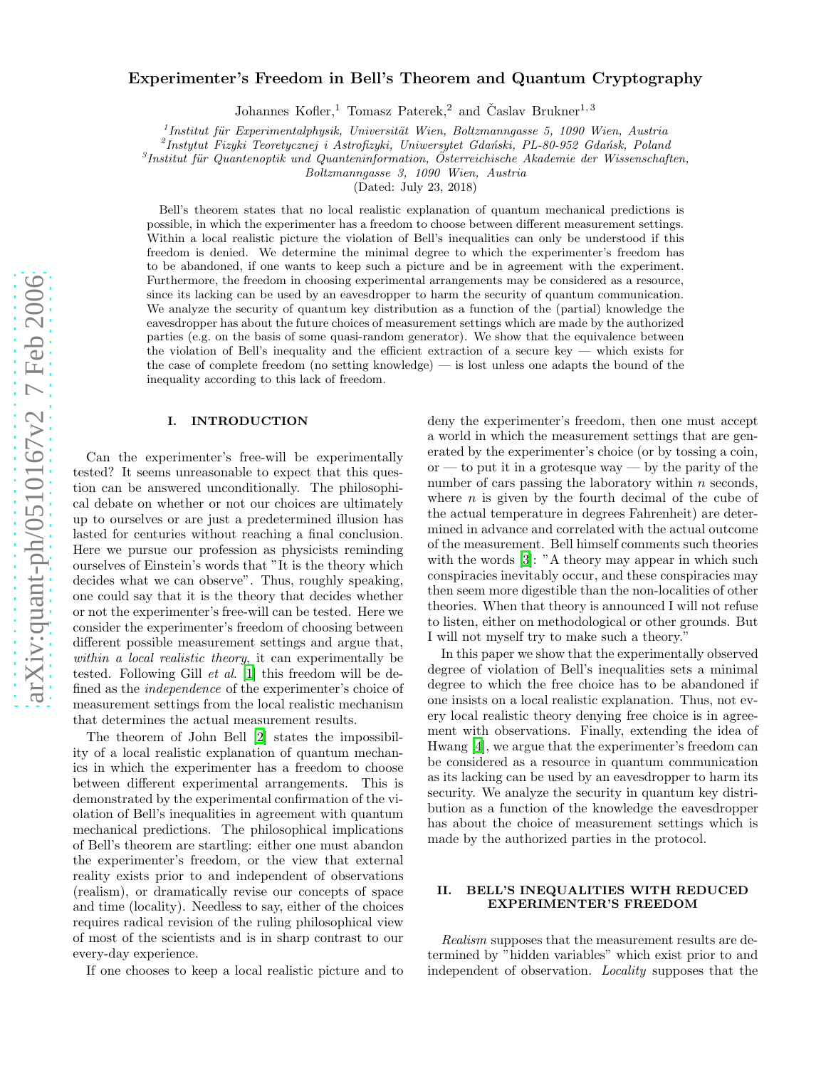# Experimenter's Freedom in Bell's Theorem and Quantum Cryptography

Johannes Kofler,[1] Tomasz Paterek,[2] and Časlav Brukner[1,3]

[1] *Institut für Experimentalphysik, Universität Wien, Boltzmanngasse 5, 1090 Wien, Austria*
[2] *Instytut Fizyki Teoretycznej i Astrofizyki, Uniwersytet Gdański, PL-80-952 Gdańsk, Poland*
[3] *Institut für Quantenoptik und Quanteninformation, Österreichische Akademie der Wissenschaften, Boltzmanngasse 3, 1090 Wien, Austria*

(Dated: July 23, 2018)

Bell's theorem states that no local realistic explanation of quantum mechanical predictions is possible, in which the experimenter has a freedom to choose between different measurement settings. Within a local realistic picture the violation of Bell's inequalities can only be understood if this freedom is denied. We determine the minimal degree to which the experimenter's freedom has to be abandoned, if one wants to keep such a picture and be in agreement with the experiment. Furthermore, the freedom in choosing experimental arrangements may be considered as a resource, since its lacking can be used by an eavesdropper to harm the security of quantum communication. We analyze the security of quantum key distribution as a function of the (partial) knowledge the eavesdropper has about the future choices of measurement settings which are made by the authorized parties (e.g. on the basis of some quasi-random generator). We show that the equivalence between the violation of Bell's inequality and the efficient extraction of a secure key — which exists for the case of complete freedom (no setting knowledge) — is lost unless one adapts the bound of the inequality according to this lack of freedom.

## I. INTRODUCTION

Can the experimenter's free-will be experimentally tested? It seems unreasonable to expect that this question can be answered unconditionally. The philosophical debate on whether or not our choices are ultimately up to ourselves or are just a predetermined illusion has lasted for centuries without reaching a final conclusion. Here we pursue our profession as physicists reminding ourselves of Einstein's words that "It is the theory which decides what we can observe". Thus, roughly speaking, one could say that it is the theory that decides whether or not the experimenter's free-will can be tested. Here we consider the experimenter's freedom of choosing between different possible measurement settings and argue that, *within a local realistic theory*, it can experimentally be tested. Following Gill *et al.* [1] this freedom will be defined as the *independence* of the experimenter's choice of measurement settings from the local realistic mechanism that determines the actual measurement results.

The theorem of John Bell [2] states the impossibility of a local realistic explanation of quantum mechanics in which the experimenter has a freedom to choose between different experimental arrangements. This is demonstrated by the experimental confirmation of the violation of Bell's inequalities in agreement with quantum mechanical predictions. The philosophical implications of Bell's theorem are startling: either one must abandon the experimenter's freedom, or the view that external reality exists prior to and independent of observations (realism), or dramatically revise our concepts of space and time (locality). Needless to say, either of the choices requires radical revision of the ruling philosophical view of most of the scientists and is in sharp contrast to our every-day experience.

If one chooses to keep a local realistic picture and to deny the experimenter's freedom, then one must accept a world in which the measurement settings that are generated by the experimenter's choice (or by tossing a coin, or — to put it in a grotesque way — by the parity of the number of cars passing the laboratory within $n$ seconds, where $n$ is given by the fourth decimal of the cube of the actual temperature in degrees Fahrenheit) are determined in advance and correlated with the actual outcome of the measurement. Bell himself comments such theories with the words [3]: "A theory may appear in which such conspiracies inevitably occur, and these conspiracies may then seem more digestible than the non-localities of other theories. When that theory is announced I will not refuse to listen, either on methodological or other grounds. But I will not myself try to make such a theory."

In this paper we show that the experimentally observed degree of violation of Bell's inequalities sets a minimal degree to which the free choice has to be abandoned if one insists on a local realistic explanation. Thus, not every local realistic theory denying free choice is in agreement with observations. Finally, extending the idea of Hwang [4], we argue that the experimenter's freedom can be considered as a resource in quantum communication as its lacking can be used by an eavesdropper to harm its security. We analyze the security in quantum key distribution as a function of the knowledge the eavesdropper has about the choice of measurement settings which is made by the authorized parties in the protocol.

## II. BELL'S INEQUALITIES WITH REDUCED EXPERIMENTER'S FREEDOM

*Realism* supposes that the measurement results are determined by "hidden variables" which exist prior to and independent of observation. *Locality* supposes that the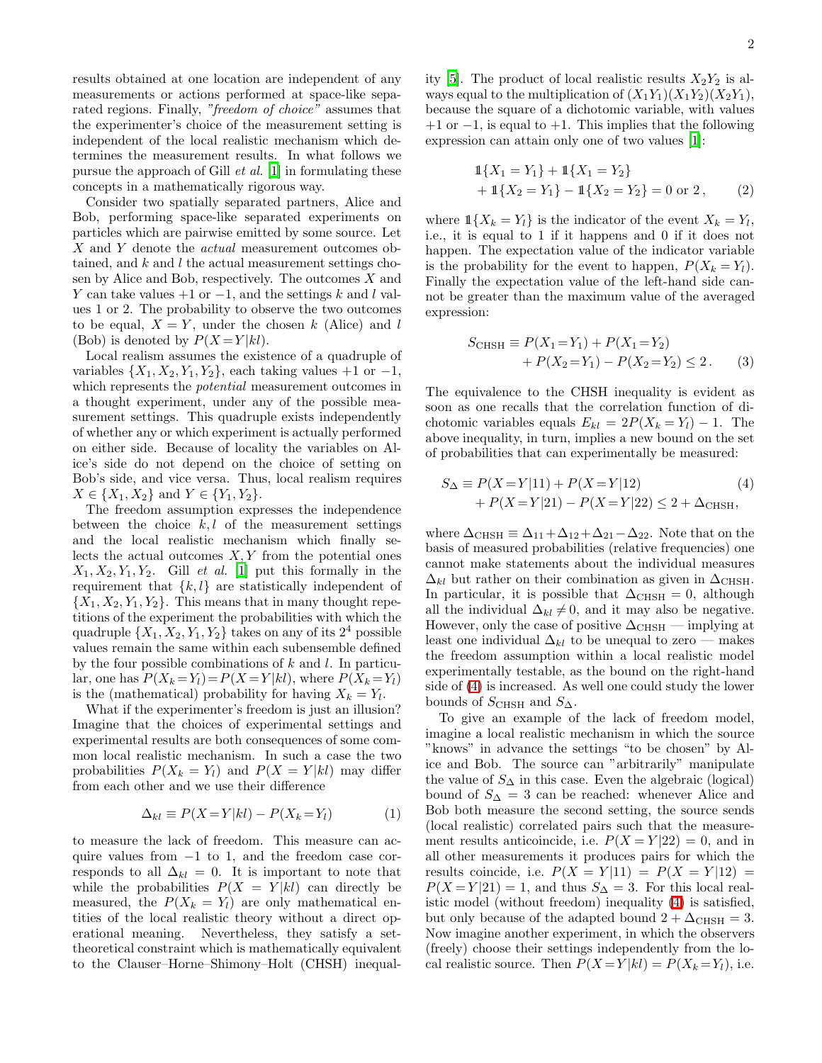results obtained at one location are independent of any measurements or actions performed at space-like separated regions. Finally, *"freedom of choice"* assumes that the experimenter's choice of the measurement setting is independent of the local realistic mechanism which determines the measurement results. In what follows we pursue the approach of Gill *et al.* [1] in formulating these concepts in a mathematically rigorous way.

Consider two spatially separated partners, Alice and Bob, performing space-like separated experiments on particles which are pairwise emitted by some source. Let $X$ and $Y$ denote the *actual* measurement outcomes obtained, and $k$ and $l$ the actual measurement settings chosen by Alice and Bob, respectively. The outcomes $X$ and $Y$ can take values $+1$ or $-1$, and the settings $k$ and $l$ values 1 or 2. The probability to observe the two outcomes to be equal, $X = Y$, under the chosen $k$ (Alice) and $l$ (Bob) is denoted by $P(X\!=\!Y|kl)$.

Local realism assumes the existence of a quadruple of variables $\{X_1, X_2, Y_1, Y_2\}$, each taking values $+1$ or $-1$, which represents the *potential* measurement outcomes in a thought experiment, under any of the possible measurement settings. This quadruple exists independently of whether any or which experiment is actually performed on either side. Because of locality the variables on Alice's side do not depend on the choice of setting on Bob's side, and vice versa. Thus, local realism requires $X \in \{X_1, X_2\}$ and $Y \in \{Y_1, Y_2\}$.

The freedom assumption expresses the independence between the choice $k, l$ of the measurement settings and the local realistic mechanism which finally selects the actual outcomes $X, Y$ from the potential ones $X_1, X_2, Y_1, Y_2$. Gill *et al.* [1] put this formally in the requirement that $\{k, l\}$ are statistically independent of $\{X_1, X_2, Y_1, Y_2\}$. This means that in many thought repetitions of the experiment the probabilities with which the quadruple $\{X_1, X_2, Y_1, Y_2\}$ takes on any of its $2^4$ possible values remain the same within each subensemble defined by the four possible combinations of $k$ and $l$. In particular, one has $P(X_k\!=\!Y_l)\!=\!P(X\!=\!Y|kl)$, where $P(X_k\!=\!Y_l)$ is the (mathematical) probability for having $X_k = Y_l$.

What if the experimenter's freedom is just an illusion? Imagine that the choices of experimental settings and experimental results are both consequences of some common local realistic mechanism. In such a case the two probabilities $P(X_k = Y_l)$ and $P(X = Y|kl)$ may differ from each other and we use their difference

$$\Delta_{kl} \equiv P(X\!=\!Y|kl) - P(X_k\!=\!Y_l) \tag{1}$$

to measure the lack of freedom. This measure can acquire values from $-1$ to 1, and the freedom case corresponds to all $\Delta_{kl} = 0$. It is important to note that while the probabilities $P(X = Y|kl)$ can directly be measured, the $P(X_k = Y_l)$ are only mathematical entities of the local realistic theory without a direct operational meaning. Nevertheless, they satisfy a set-theoretical constraint which is mathematically equivalent to the Clauser–Horne–Shimony–Holt (CHSH) inequality [5]. The product of local realistic results $X_2Y_2$ is always equal to the multiplication of $(X_1Y_1)(X_1Y_2)(X_2Y_1)$, because the square of a dichotomic variable, with values $+1$ or $-1$, is equal to $+1$. This implies that the following expression can attain only one of two values [1]:

$$\begin{aligned} &\mathbb{1}\{X_1 = Y_1\} + \mathbb{1}\{X_1 = Y_2\} \\ &+ \mathbb{1}\{X_2 = Y_1\} - \mathbb{1}\{X_2 = Y_2\} = 0 \text{ or } 2\,, \end{aligned} \tag{2}$$

where $\mathbb{1}\{X_k = Y_l\}$ is the indicator of the event $X_k = Y_l$, i.e., it is equal to 1 if it happens and 0 if it does not happen. The expectation value of the indicator variable is the probability for the event to happen, $P(X_k\!=\!Y_l)$. Finally the expectation value of the left-hand side cannot be greater than the maximum value of the averaged expression:

$$\begin{aligned} S_{\text{CHSH}} \equiv\; & P(X_1\!=\!Y_1) + P(X_1\!=\!Y_2) \\ &+ P(X_2\!=\!Y_1) - P(X_2\!=\!Y_2) \leq 2\,. \end{aligned} \tag{3}$$

The equivalence to the CHSH inequality is evident as soon as one recalls that the correlation function of dichotomic variables equals $E_{kl} = 2P(X_k = Y_l) - 1$. The above inequality, in turn, implies a new bound on the set of probabilities that can experimentally be measured:

$$\begin{aligned} S_\Delta \equiv\; & P(X\!=\!Y|11) + P(X\!=\!Y|12) \\ &+ P(X\!=\!Y|21) - P(X\!=\!Y|22) \leq 2 + \Delta_{\text{CHSH}}, \end{aligned} \tag{4}$$

where $\Delta_{\text{CHSH}} \equiv \Delta_{11}\!+\!\Delta_{12}\!+\!\Delta_{21}\!-\!\Delta_{22}$. Note that on the basis of measured probabilities (relative frequencies) one cannot make statements about the individual measures $\Delta_{kl}$ but rather on their combination as given in $\Delta_{\text{CHSH}}$. In particular, it is possible that $\Delta_{\text{CHSH}} = 0$, although all the individual $\Delta_{kl} \neq 0$, and it may also be negative. However, only the case of positive $\Delta_{\text{CHSH}}$ — implying at least one individual $\Delta_{kl}$ to be unequal to zero — makes the freedom assumption within a local realistic model experimentally testable, as the bound on the right-hand side of (4) is increased. As well one could study the lower bounds of $S_{\text{CHSH}}$ and $S_\Delta$.

To give an example of the lack of freedom model, imagine a local realistic mechanism in which the source "knows" in advance the settings "to be chosen" by Alice and Bob. The source can "arbitrarily" manipulate the value of $S_\Delta$ in this case. Even the algebraic (logical) bound of $S_\Delta = 3$ can be reached: whenever Alice and Bob both measure the second setting, the source sends (local realistic) correlated pairs such that the measurement results anticoincide, i.e. $P(X = Y|22) = 0$, and in all other measurements it produces pairs for which the results coincide, i.e. $P(X = Y|11) = P(X = Y|12) = P(X\!=\!Y|21) = 1$, and thus $S_\Delta = 3$. For this local realistic model (without freedom) inequality (4) is satisfied, but only because of the adapted bound $2 + \Delta_{\text{CHSH}} = 3$. Now imagine another experiment, in which the observers (freely) choose their settings independently from the local realistic source. Then $P(X\!=\!Y|kl) = P(X_k\!=\!Y_l)$, i.e.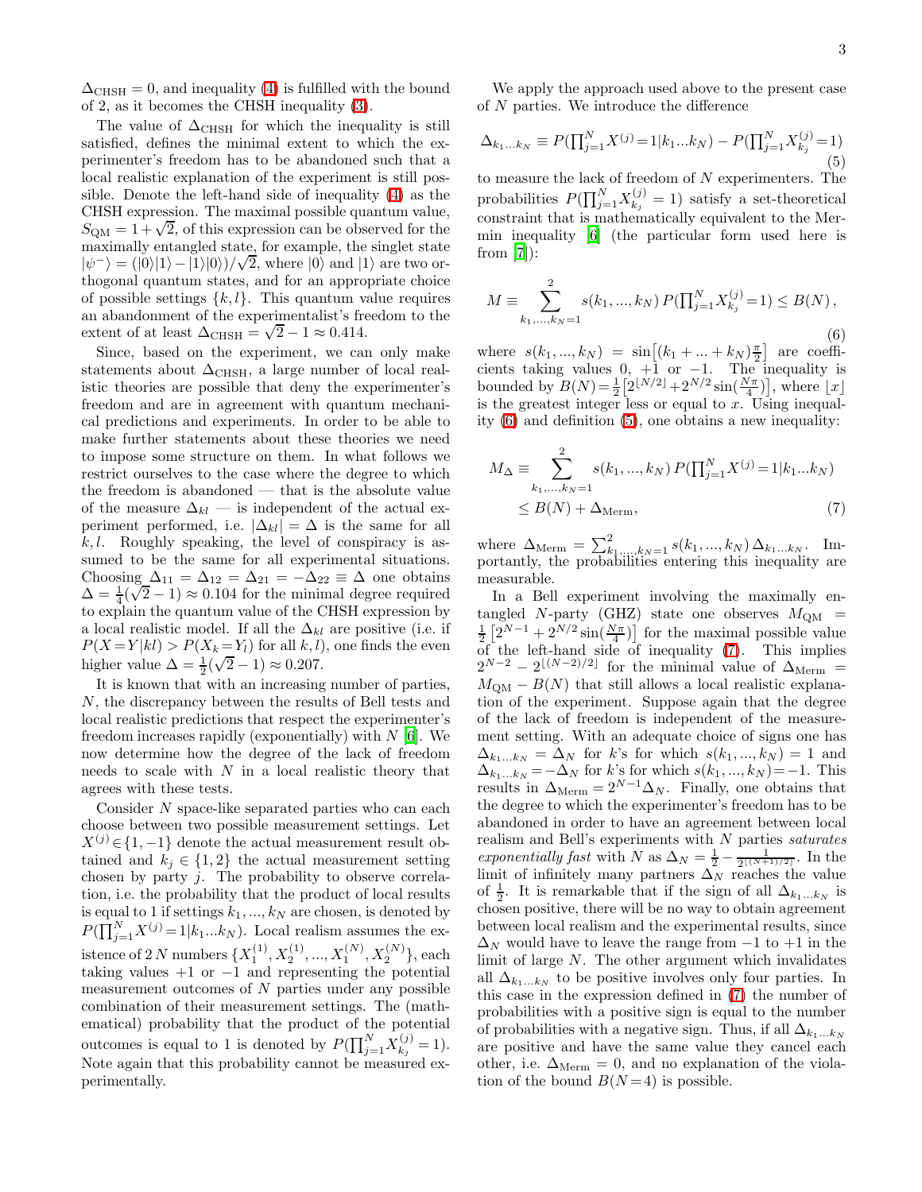$\Delta_{\rm CHSH}=0$, and inequality (4) is fulfilled with the bound of 2, as it becomes the CHSH inequality (3).

The value of $\Delta_{\rm CHSH}$ for which the inequality is still satisfied, defines the minimal extent to which the experimenter's freedom has to be abandoned such that a local realistic explanation of the experiment is still possible. Denote the left-hand side of inequality (4) as the CHSH expression. The maximal possible quantum value, $S_{\rm QM}=1+\sqrt{2}$, of this expression can be observed for the maximally entangled state, for example, the singlet state $|\psi^-\rangle=(|0\rangle|1\rangle-|1\rangle|0\rangle)/\sqrt{2}$, where $|0\rangle$ and $|1\rangle$ are two orthogonal quantum states, and for an appropriate choice of possible settings $\{k,l\}$. This quantum value requires an abandonment of the experimentalist's freedom to the extent of at least $\Delta_{\rm CHSH}=\sqrt{2}-1\approx 0.414$.

Since, based on the experiment, we can only make statements about $\Delta_{\rm CHSH}$, a large number of local realistic theories are possible that deny the experimenter's freedom and are in agreement with quantum mechanical predictions and experiments. In order to be able to make further statements about these theories we need to impose some structure on them. In what follows we restrict ourselves to the case where the degree to which the freedom is abandoned — that is the absolute value of the measure $\Delta_{kl}$ — is independent of the actual experiment performed, i.e. $|\Delta_{kl}|=\Delta$ is the same for all $k,l$. Roughly speaking, the level of conspiracy is assumed to be the same for all experimental situations. Choosing $\Delta_{11}=\Delta_{12}=\Delta_{21}=-\Delta_{22}\equiv\Delta$ one obtains $\Delta=\frac{1}{4}(\sqrt{2}-1)\approx 0.104$ for the minimal degree required to explain the quantum value of the CHSH expression by a local realistic model. If all the $\Delta_{kl}$ are positive (i.e. if $P(X=Y|kl)>P(X_k=Y_l)$ for all $k,l$), one finds the even higher value $\Delta=\frac{1}{2}(\sqrt{2}-1)\approx 0.207$.

It is known that with an increasing number of parties, $N$, the discrepancy between the results of Bell tests and local realistic predictions that respect the experimenter's freedom increases rapidly (exponentially) with $N$ [6]. We now determine how the degree of the lack of freedom needs to scale with $N$ in a local realistic theory that agrees with these tests.

Consider $N$ space-like separated parties who can each choose between two possible measurement settings. Let $X^{(j)}\in\{1,-1\}$ denote the actual measurement result obtained and $k_j\in\{1,2\}$ the actual measurement setting chosen by party $j$. The probability to observe correlation, i.e. the probability that the product of local results is equal to 1 if settings $k_1,...,k_N$ are chosen, is denoted by $P(\prod_{j=1}^N X^{(j)}=1|k_1...k_N)$. Local realism assumes the existence of $2\,N$ numbers $\{X_1^{(1)},X_2^{(1)},...,X_1^{(N)},X_2^{(N)}\}$, each taking values $+1$ or $-1$ and representing the potential measurement outcomes of $N$ parties under any possible combination of their measurement settings. The (mathematical) probability that the product of the potential outcomes is equal to 1 is denoted by $P(\prod_{j=1}^N X_{k_j}^{(j)}=1)$. Note again that this probability cannot be measured experimentally.

We apply the approach used above to the present case of $N$ parties. We introduce the difference

$$\Delta_{k_1...k_N}\equiv P(\textstyle\prod_{j=1}^N X^{(j)}=1|k_1...k_N)-P(\prod_{j=1}^N X_{k_j}^{(j)}=1) \tag{5}$$

to measure the lack of freedom of $N$ experimenters. The probabilities $P(\prod_{j=1}^N X_{k_j}^{(j)}=1)$ satisfy a set-theoretical constraint that is mathematically equivalent to the Mermin inequality [6] (the particular form used here is from [7]):

$$M\equiv\sum_{k_1,...,k_N=1}^{2} s(k_1,...,k_N)\,P(\textstyle\prod_{j=1}^N X_{k_j}^{(j)}=1)\leq B(N)\,, \tag{6}$$

where $s(k_1,...,k_N)=\sin\left[(k_1+...+k_N)\frac{\pi}{2}\right]$ are coefficients taking values 0, $+1$ or $-1$. The inequality is bounded by $B(N)=\frac{1}{2}\left[2^{\lfloor N/2\rfloor}+2^{N/2}\sin(\frac{N\pi}{4})\right]$, where $\lfloor x\rfloor$ is the greatest integer less or equal to $x$. Using inequality (6) and definition (5), one obtains a new inequality:

$$\begin{aligned} M_\Delta\equiv&\sum_{k_1,...,k_N=1}^{2} s(k_1,...,k_N)\,P(\textstyle\prod_{j=1}^N X^{(j)}=1|k_1...k_N)\\ &\leq B(N)+\Delta_{\rm Merm}, \end{aligned} \tag{7}$$

where $\Delta_{\rm Merm}=\sum_{k_1,...,k_N=1}^{2} s(k_1,...,k_N)\,\Delta_{k_1...k_N}$. Importantly, the probabilities entering this inequality are measurable.

In a Bell experiment involving the maximally entangled $N$-party (GHZ) state one observes $M_{\rm QM}=\frac{1}{2}\left[2^{N-1}+2^{N/2}\sin(\frac{N\pi}{4})\right]$ for the maximal possible value of the left-hand side of inequality (7). This implies $2^{N-2}-2^{\lfloor(N-2)/2\rfloor}$ for the minimal value of $\Delta_{\rm Merm}=M_{\rm QM}-B(N)$ that still allows a local realistic explanation of the experiment. Suppose again that the degree of the lack of freedom is independent of the measurement setting. With an adequate choice of signs one has $\Delta_{k_1...k_N}=\Delta_N$ for $k$'s for which $s(k_1,...,k_N)=1$ and $\Delta_{k_1...k_N}=-\Delta_N$ for $k$'s for which $s(k_1,...,k_N)=-1$. This results in $\Delta_{\rm Merm}=2^{N-1}\Delta_N$. Finally, one obtains that the degree to which the experimenter's freedom has to be abandoned in order to have an agreement between local realism and Bell's experiments with $N$ parties *saturates exponentially fast* with $N$ as $\Delta_N=\frac{1}{2}-\frac{1}{2^{\lfloor(N+1)/2\rfloor}}$. In the limit of infinitely many partners $\Delta_N$ reaches the value of $\frac{1}{2}$. It is remarkable that if the sign of all $\Delta_{k_1...k_N}$ is chosen positive, there will be no way to obtain agreement between local realism and the experimental results, since $\Delta_N$ would have to leave the range from $-1$ to $+1$ in the limit of large $N$. The other argument which invalidates all $\Delta_{k_1...k_N}$ to be positive involves only four parties. In this case in the expression defined in (7) the number of probabilities with a positive sign is equal to the number of probabilities with a negative sign. Thus, if all $\Delta_{k_1...k_N}$ are positive and have the same value they cancel each other, i.e. $\Delta_{\rm Merm}=0$, and no explanation of the violation of the bound $B(N=4)$ is possible.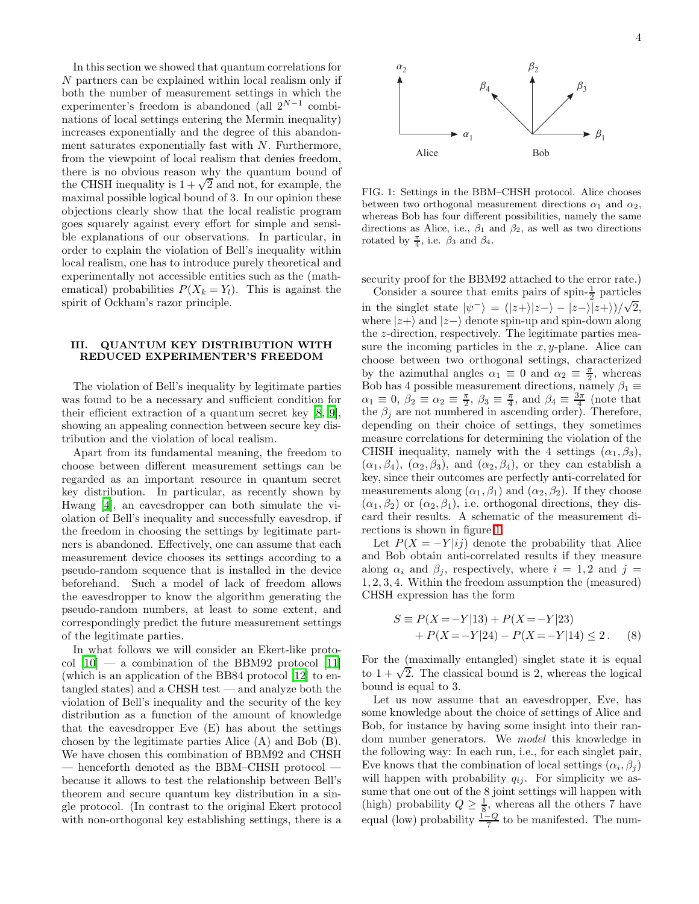In this section we showed that quantum correlations for $N$ partners can be explained within local realism only if both the number of measurement settings in which the experimenter's freedom is abandoned (all $2^{N-1}$ combinations of local settings entering the Mermin inequality) increases exponentially and the degree of this abandonment saturates exponentially fast with $N$. Furthermore, from the viewpoint of local realism that denies freedom, there is no obvious reason why the quantum bound of the CHSH inequality is $1+\sqrt{2}$ and not, for example, the maximal possible logical bound of 3. In our opinion these objections clearly show that the local realistic program goes squarely against every effort for simple and sensible explanations of our observations. In particular, in order to explain the violation of Bell's inequality within local realism, one has to introduce purely theoretical and experimentally not accessible entities such as the (mathematical) probabilities $P(X_k = Y_l)$. This is against the spirit of Ockham's razor principle.

## III. QUANTUM KEY DISTRIBUTION WITH REDUCED EXPERIMENTER'S FREEDOM

The violation of Bell's inequality by legitimate parties was found to be a necessary and sufficient condition for their efficient extraction of a quantum secret key [8, 9], showing an appealing connection between secure key distribution and the violation of local realism.

Apart from its fundamental meaning, the freedom to choose between different measurement settings can be regarded as an important resource in quantum secret key distribution. In particular, as recently shown by Hwang [4], an eavesdropper can both simulate the violation of Bell's inequality and successfully eavesdrop, if the freedom in choosing the settings by legitimate partners is abandoned. Effectively, one can assume that each measurement device chooses its settings according to a pseudo-random sequence that is installed in the device beforehand. Such a model of lack of freedom allows the eavesdropper to know the algorithm generating the pseudo-random numbers, at least to some extent, and correspondingly predict the future measurement settings of the legitimate parties.

In what follows we will consider an Ekert-like protocol [10] — a combination of the BBM92 protocol [11] (which is an application of the BB84 protocol [12] to entangled states) and a CHSH test — and analyze both the violation of Bell's inequality and the security of the key distribution as a function of the amount of knowledge that the eavesdropper Eve (E) has about the settings chosen by the legitimate parties Alice (A) and Bob (B). We have chosen this combination of BBM92 and CHSH — henceforth denoted as the BBM–CHSH protocol — because it allows to test the relationship between Bell's theorem and secure quantum key distribution in a single protocol. (In contrast to the original Ekert protocol with non-orthogonal key establishing settings, there is a

FIG. 1: Settings in the BBM–CHSH protocol. Alice chooses between two orthogonal measurement directions $\alpha_1$ and $\alpha_2$, whereas Bob has four different possibilities, namely the same directions as Alice, i.e., $\beta_1$ and $\beta_2$, as well as two directions rotated by $\frac{\pi}{4}$, i.e. $\beta_3$ and $\beta_4$.

security proof for the BBM92 attached to the error rate.)

Consider a source that emits pairs of spin-$\frac{1}{2}$ particles in the singlet state $|\psi^-\rangle = (|z+\rangle|z-\rangle - |z-\rangle|z+\rangle)/\sqrt{2}$, where $|z+\rangle$ and $|z-\rangle$ denote spin-up and spin-down along the $z$-direction, respectively. The legitimate parties measure the incoming particles in the $x,y$-plane. Alice can choose between two orthogonal settings, characterized by the azimuthal angles $\alpha_1 \equiv 0$ and $\alpha_2 \equiv \frac{\pi}{2}$, whereas Bob has 4 possible measurement directions, namely $\beta_1 \equiv \alpha_1 \equiv 0$, $\beta_2 \equiv \alpha_2 \equiv \frac{\pi}{2}$, $\beta_3 \equiv \frac{\pi}{4}$, and $\beta_4 \equiv \frac{3\pi}{4}$ (note that the $\beta_j$ are not numbered in ascending order). Therefore, depending on their choice of settings, they sometimes measure correlations for determining the violation of the CHSH inequality, namely with the 4 settings $(\alpha_1, \beta_3)$, $(\alpha_1, \beta_4)$, $(\alpha_2, \beta_3)$, and $(\alpha_2, \beta_4)$, or they can establish a key, since their outcomes are perfectly anti-correlated for measurements along $(\alpha_1, \beta_1)$ and $(\alpha_2, \beta_2)$. If they choose $(\alpha_1, \beta_2)$ or $(\alpha_2, \beta_1)$, i.e. orthogonal directions, they discard their results. A schematic of the measurement directions is shown in figure 1.

Let $P(X=-Y|ij)$ denote the probability that Alice and Bob obtain anti-correlated results if they measure along $\alpha_i$ and $\beta_j$, respectively, where $i = 1, 2$ and $j = 1, 2, 3, 4$. Within the freedom assumption the (measured) CHSH expression has the form

$$
\begin{aligned}
S \equiv\; & P(X=-Y|13) + P(X=-Y|23) \\
& + P(X=-Y|24) - P(X=-Y|14) \leq 2\,. \qquad (8)
\end{aligned}
$$

For the (maximally entangled) singlet state it is equal to $1+\sqrt{2}$. The classical bound is 2, whereas the logical bound is equal to 3.

Let us now assume that an eavesdropper, Eve, has some knowledge about the choice of settings of Alice and Bob, for instance by having some insight into their random number generators. We *model* this knowledge in the following way: In each run, i.e., for each singlet pair, Eve knows that the combination of local settings $(\alpha_i, \beta_j)$ will happen with probability $q_{ij}$. For simplicity we assume that one out of the 8 joint settings will happen with (high) probability $Q \geq \frac{1}{8}$, whereas all the others 7 have equal (low) probability $\frac{1-Q}{7}$ to be manifested. The num-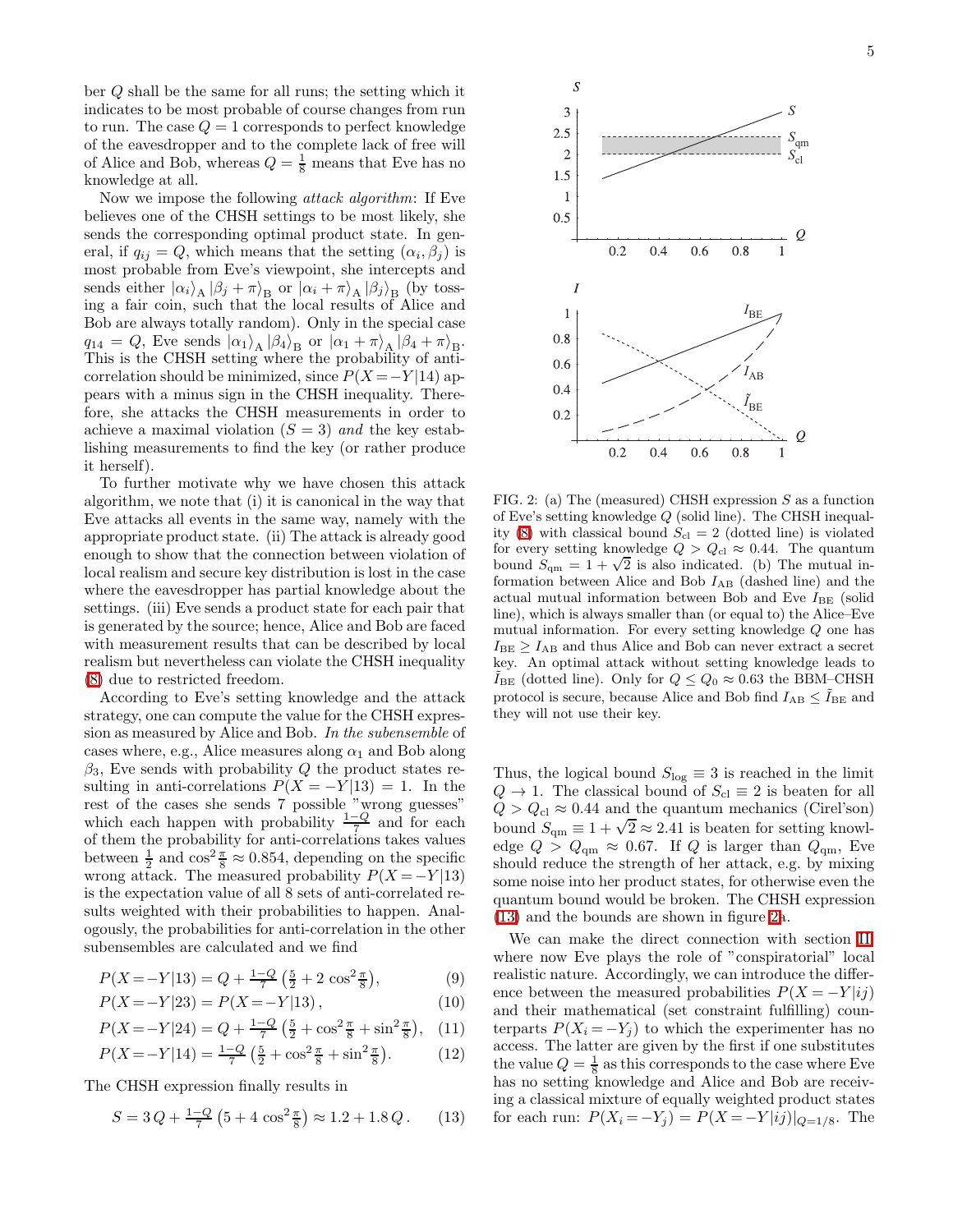ber $Q$ shall be the same for all runs; the setting which it indicates to be most probable of course changes from run to run. The case $Q = 1$ corresponds to perfect knowledge of the eavesdropper and to the complete lack of free will of Alice and Bob, whereas $Q = \frac{1}{8}$ means that Eve has no knowledge at all.

Now we impose the following *attack algorithm*: If Eve believes one of the CHSH settings to be most likely, she sends the corresponding optimal product state. In general, if $q_{ij} = Q$, which means that the setting $(\alpha_i, \beta_j)$ is most probable from Eve's viewpoint, she intercepts and sends either $|\alpha_i\rangle_{\rm A} |\beta_j + \pi\rangle_{\rm B}$ or $|\alpha_i + \pi\rangle_{\rm A} |\beta_j\rangle_{\rm B}$ (by tossing a fair coin, such that the local results of Alice and Bob are always totally random). Only in the special case $q_{14} = Q$, Eve sends $|\alpha_1\rangle_{\rm A} |\beta_4\rangle_{\rm B}$ or $|\alpha_1 + \pi\rangle_{\rm A} |\beta_4 + \pi\rangle_{\rm B}$. This is the CHSH setting where the probability of anti-correlation should be minimized, since $P(X = -Y|14)$ appears with a minus sign in the CHSH inequality. Therefore, she attacks the CHSH measurements in order to achieve a maximal violation ($S = 3$) *and* the key establishing measurements to find the key (or rather produce it herself).

To further motivate why we have chosen this attack algorithm, we note that (i) it is canonical in the way that Eve attacks all events in the same way, namely with the appropriate product state. (ii) The attack is already good enough to show that the connection between violation of local realism and secure key distribution is lost in the case where the eavesdropper has partial knowledge about the settings. (iii) Eve sends a product state for each pair that is generated by the source; hence, Alice and Bob are faced with measurement results that can be described by local realism but nevertheless can violate the CHSH inequality (8) due to restricted freedom.

According to Eve's setting knowledge and the attack strategy, one can compute the value for the CHSH expression as measured by Alice and Bob. *In the subensemble* of cases where, e.g., Alice measures along $\alpha_1$ and Bob along $\beta_3$, Eve sends with probability $Q$ the product states resulting in anti-correlations $P(X = -Y|13) = 1$. In the rest of the cases she sends 7 possible "wrong guesses" which each happen with probability $\frac{1-Q}{7}$ and for each of them the probability for anti-correlations takes values between $\frac{1}{2}$ and $\cos^2\frac{\pi}{8} \approx 0.854$, depending on the specific wrong attack. The measured probability $P(X = -Y|13)$ is the expectation value of all 8 sets of anti-correlated results weighted with their probabilities to happen. Analogously, the probabilities for anti-correlation in the other subensembles are calculated and we find

$$P(X = -Y|13) = Q + \tfrac{1-Q}{7}\left(\tfrac{5}{2} + 2\cos^2\tfrac{\pi}{8}\right), \tag{9}$$

$$P(X = -Y|23) = P(X = -Y|13), \tag{10}$$

$$P(X = -Y|24) = Q + \tfrac{1-Q}{7}\left(\tfrac{5}{2} + \cos^2\tfrac{\pi}{8} + \sin^2\tfrac{\pi}{8}\right), \tag{11}$$

$$P(X = -Y|14) = \tfrac{1-Q}{7}\left(\tfrac{5}{2} + \cos^2\tfrac{\pi}{8} + \sin^2\tfrac{\pi}{8}\right). \tag{12}$$

The CHSH expression finally results in

$$S = 3\,Q + \tfrac{1-Q}{7}\left(5 + 4\cos^2\tfrac{\pi}{8}\right) \approx 1.2 + 1.8\,Q\,. \tag{13}$$

FIG. 2: (a) The (measured) CHSH expression $S$ as a function of Eve's setting knowledge $Q$ (solid line). The CHSH inequality (8) with classical bound $S_{\rm cl} = 2$ (dotted line) is violated for every setting knowledge $Q > Q_{\rm cl} \approx 0.44$. The quantum bound $S_{\rm qm} = 1 + \sqrt{2}$ is also indicated. (b) The mutual information between Alice and Bob $I_{\rm AB}$ (dashed line) and the actual mutual information between Bob and Eve $I_{\rm BE}$ (solid line), which is always smaller than (or equal to) the Alice–Eve mutual information. For every setting knowledge $Q$ one has $I_{\rm BE} \geq I_{\rm AB}$ and thus Alice and Bob can never extract a secret key. An optimal attack without setting knowledge leads to $\tilde{I}_{\rm BE}$ (dotted line). Only for $Q \leq Q_0 \approx 0.63$ the BBM–CHSH protocol is secure, because Alice and Bob find $I_{\rm AB} \leq \tilde{I}_{\rm BE}$ and they will not use their key.

Thus, the logical bound $S_{\rm log} \equiv 3$ is reached in the limit $Q \to 1$. The classical bound of $S_{\rm cl} \equiv 2$ is beaten for all $Q > Q_{\rm cl} \approx 0.44$ and the quantum mechanics (Cirel'son) bound $S_{\rm qm} \equiv 1 + \sqrt{2} \approx 2.41$ is beaten for setting knowledge $Q > Q_{\rm qm} \approx 0.67$. If $Q$ is larger than $Q_{\rm qm}$, Eve should reduce the strength of her attack, e.g. by mixing some noise into her product states, for otherwise even the quantum bound would be broken. The CHSH expression (13) and the bounds are shown in figure 2a.

We can make the direct connection with section II, where now Eve plays the role of "conspiratorial" local realistic nature. Accordingly, we can introduce the difference between the measured probabilities $P(X = -Y|ij)$ and their mathematical (set constraint fulfilling) counterparts $P(X_i = -Y_j)$ to which the experimenter has no access. The latter are given by the first if one substitutes the value $Q = \frac{1}{8}$ as this corresponds to the case where Eve has no setting knowledge and Alice and Bob are receiving a classical mixture of equally weighted product states for each run: $P(X_i = -Y_j) = P(X = -Y|ij)|_{Q=1/8}$. The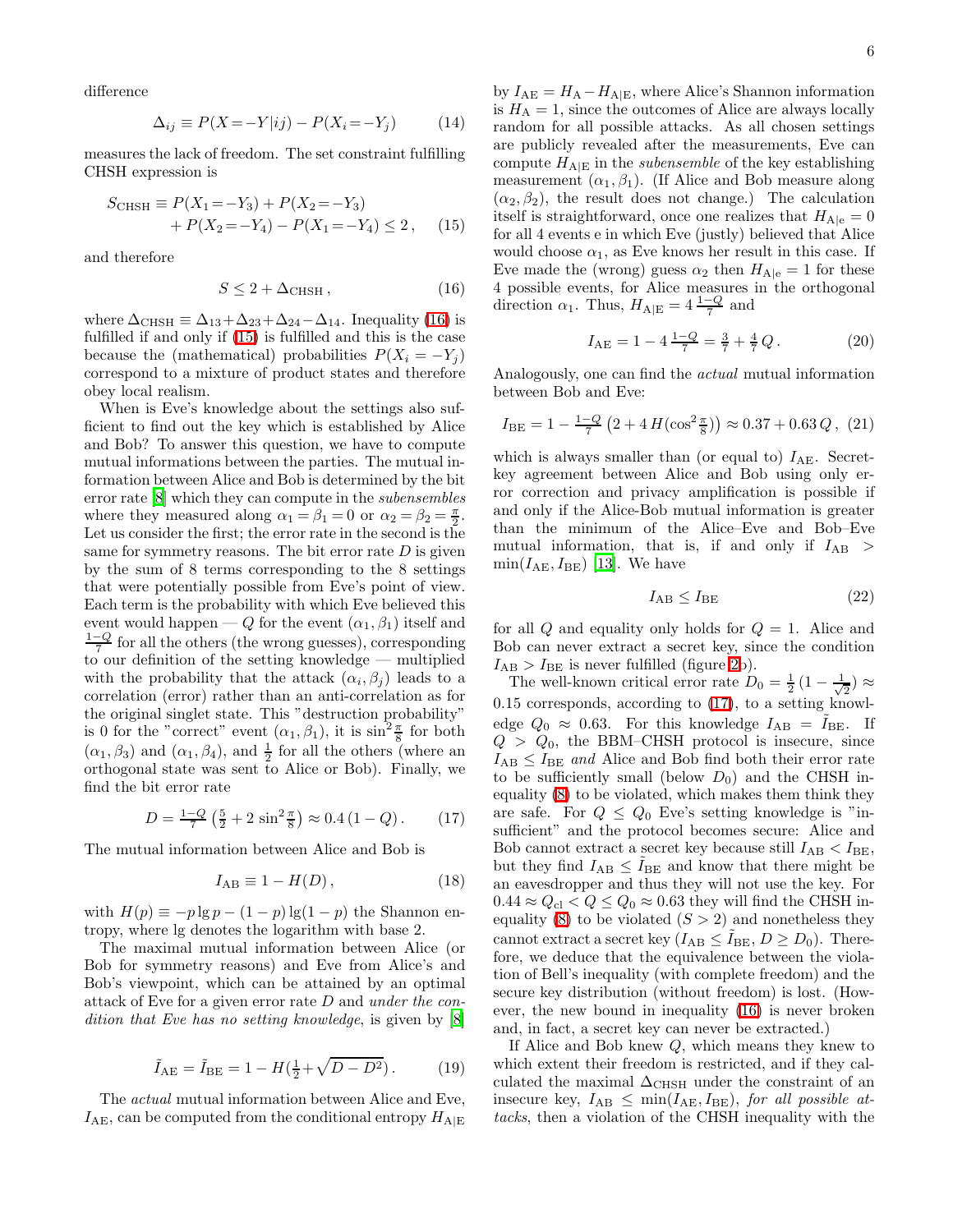difference

$$\Delta_{ij} \equiv P(X = -Y|ij) - P(X_i = -Y_j) \tag{14}$$

measures the lack of freedom. The set constraint fulfilling CHSH expression is

$$\begin{aligned} S_{\rm CHSH} \equiv P(X_1 = -Y_3) + P(X_2 = -Y_3) \\ + P(X_2 = -Y_4) - P(X_1 = -Y_4) \leq 2\,, \end{aligned} \tag{15}$$

and therefore

$$S \leq 2 + \Delta_{\rm CHSH}\,, \tag{16}$$

where $\Delta_{\rm CHSH} \equiv \Delta_{13} + \Delta_{23} + \Delta_{24} - \Delta_{14}$. Inequality (16) is fulfilled if and only if (15) is fulfilled and this is the case because the (mathematical) probabilities $P(X_i = -Y_j)$ correspond to a mixture of product states and therefore obey local realism.

When is Eve's knowledge about the settings also sufficient to find out the key which is established by Alice and Bob? To answer this question, we have to compute mutual informations between the parties. The mutual information between Alice and Bob is determined by the bit error rate [8] which they can compute in the *subensembles* where they measured along $\alpha_1 = \beta_1 = 0$ or $\alpha_2 = \beta_2 = \frac{\pi}{2}$. Let us consider the first; the error rate in the second is the same for symmetry reasons. The bit error rate $D$ is given by the sum of 8 terms corresponding to the 8 settings that were potentially possible from Eve's point of view. Each term is the probability with which Eve believed this event would happen — $Q$ for the event $(\alpha_1, \beta_1)$ itself and $\frac{1-Q}{7}$ for all the others (the wrong guesses), corresponding to our definition of the setting knowledge — multiplied with the probability that the attack $(\alpha_i, \beta_j)$ leads to a correlation (error) rather than an anti-correlation as for the original singlet state. This "destruction probability" is 0 for the "correct" event $(\alpha_1, \beta_1)$, it is $\sin^2\frac{\pi}{8}$ for both $(\alpha_1, \beta_3)$ and $(\alpha_1, \beta_4)$, and $\frac{1}{2}$ for all the others (where an orthogonal state was sent to Alice or Bob). Finally, we find the bit error rate

$$D = \tfrac{1-Q}{7}\left(\tfrac{5}{2} + 2\sin^2\tfrac{\pi}{8}\right) \approx 0.4\,(1-Q)\,. \tag{17}$$

The mutual information between Alice and Bob is

$$I_{\rm AB} \equiv 1 - H(D)\,, \tag{18}$$

with $H(p) \equiv -p \lg p - (1-p)\lg(1-p)$ the Shannon entropy, where lg denotes the logarithm with base 2.

The maximal mutual information between Alice (or Bob for symmetry reasons) and Eve from Alice's and Bob's viewpoint, which can be attained by an optimal attack of Eve for a given error rate $D$ and *under the condition that Eve has no setting knowledge*, is given by [8]

$$\tilde{I}_{\rm AE} = \tilde{I}_{\rm BE} = 1 - H\!\left(\tfrac{1}{2} + \sqrt{D - D^2}\right). \tag{19}$$

The *actual* mutual information between Alice and Eve, $I_{\rm AE}$, can be computed from the conditional entropy $H_{\rm A|E}$ by $I_{\rm AE} = H_{\rm A} - H_{\rm A|E}$, where Alice's Shannon information is $H_{\rm A} = 1$, since the outcomes of Alice are always locally random for all possible attacks. As all chosen settings are publicly revealed after the measurements, Eve can compute $H_{\rm A|E}$ in the *subensemble* of the key establishing measurement $(\alpha_1, \beta_1)$. (If Alice and Bob measure along $(\alpha_2, \beta_2)$, the result does not change.) The calculation itself is straightforward, once one realizes that $H_{\rm A|e} = 0$ for all 4 events e in which Eve (justly) believed that Alice would choose $\alpha_1$, as Eve knows her result in this case. If Eve made the (wrong) guess $\alpha_2$ then $H_{\rm A|e} = 1$ for these 4 possible events, for Alice measures in the orthogonal direction $\alpha_1$. Thus, $H_{\rm A|E} = 4\,\frac{1-Q}{7}$ and

$$I_{\rm AE} = 1 - 4\,\tfrac{1-Q}{7} = \tfrac{3}{7} + \tfrac{4}{7}\,Q\,. \tag{20}$$

Analogously, one can find the *actual* mutual information between Bob and Eve:

$$I_{\rm BE} = 1 - \tfrac{1-Q}{7}\left(2 + 4\,H(\cos^2\tfrac{\pi}{8})\right) \approx 0.37 + 0.63\,Q\,, \tag{21}$$

which is always smaller than (or equal to) $I_{\rm AE}$. Secret-key agreement between Alice and Bob using only error correction and privacy amplification is possible if and only if the Alice-Bob mutual information is greater than the minimum of the Alice–Eve and Bob–Eve mutual information, that is, if and only if $I_{\rm AB} > \min(I_{\rm AE}, I_{\rm BE})$ [13]. We have

$$I_{\rm AB} \leq I_{\rm BE} \tag{22}$$

for all $Q$ and equality only holds for $Q = 1$. Alice and Bob can never extract a secret key, since the condition $I_{\rm AB} > I_{\rm BE}$ is never fulfilled (figure 2b).

The well-known critical error rate $D_0 = \frac{1}{2}\,(1 - \frac{1}{\sqrt{2}}) \approx 0.15$ corresponds, according to (17), to a setting knowledge $Q_0 \approx 0.63$. For this knowledge $I_{\rm AB} = \tilde{I}_{\rm BE}$. If $Q > Q_0$, the BBM-CHSH protocol is insecure, since $I_{\rm AB} \leq I_{\rm BE}$ *and* Alice and Bob find both their error rate to be sufficiently small (below $D_0$) and the CHSH inequality (8) to be violated, which makes them think they are safe. For $Q \leq Q_0$ Eve's setting knowledge is "insufficient" and the protocol becomes secure: Alice and Bob cannot extract a secret key because still $I_{\rm AB} < I_{\rm BE}$, but they find $I_{\rm AB} \leq \tilde{I}_{\rm BE}$ and know that there might be an eavesdropper and thus they will not use the key. For $0.44 \approx Q_{\rm cl} < Q \leq Q_0 \approx 0.63$ they will find the CHSH inequality (8) to be violated ($S > 2$) and nonetheless they cannot extract a secret key ($I_{\rm AB} \leq \tilde{I}_{\rm BE}$, $D \geq D_0$). Therefore, we deduce that the equivalence between the violation of Bell's inequality (with complete freedom) and the secure key distribution (without freedom) is lost. (However, the new bound in inequality (16) is never broken and, in fact, a secret key can never be extracted.)

If Alice and Bob knew $Q$, which means they knew to which extent their freedom is restricted, and if they calculated the maximal $\Delta_{\rm CHSH}$ under the constraint of an insecure key, $I_{\rm AB} \leq \min(I_{\rm AE}, I_{\rm BE})$, *for all possible attacks*, then a violation of the CHSH inequality with the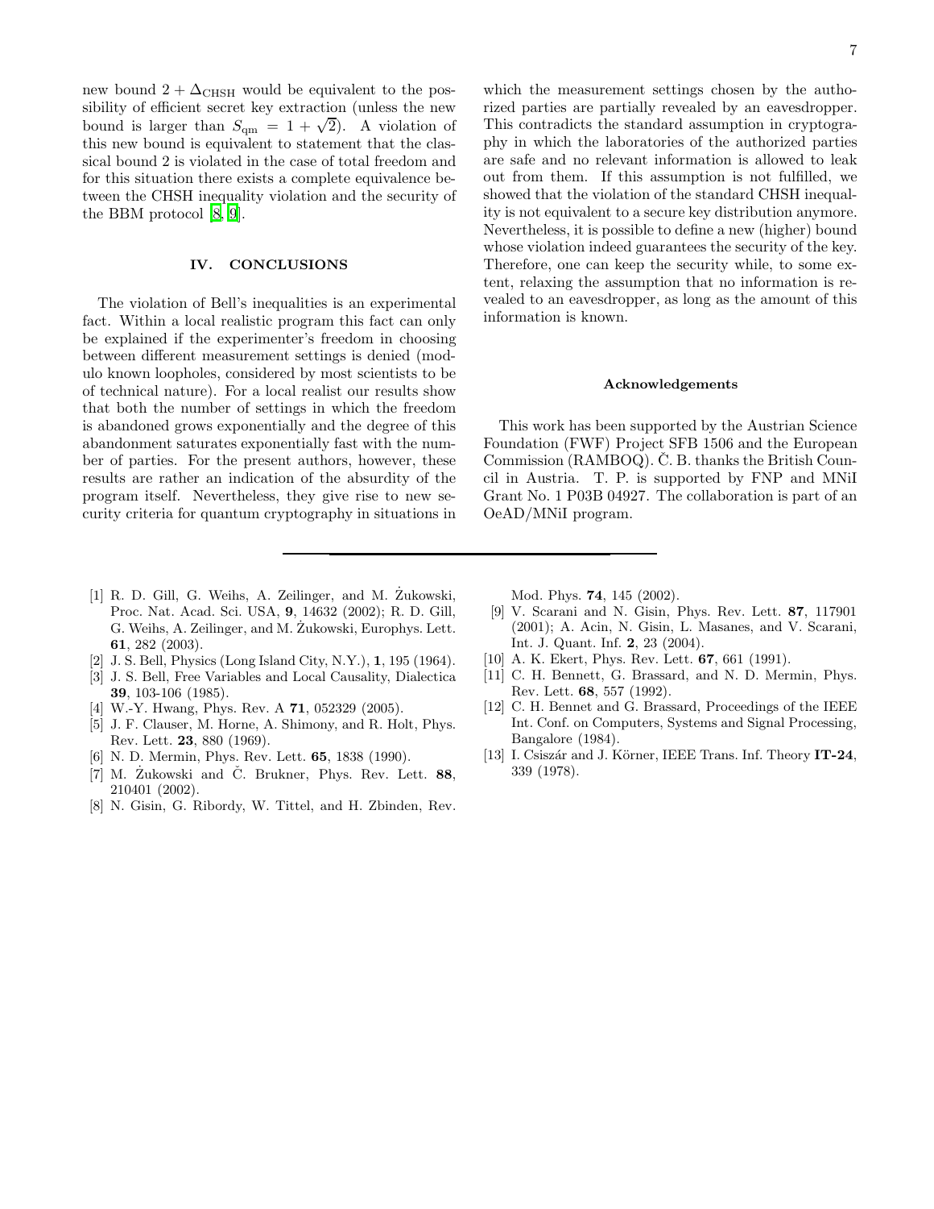new bound $2 + \Delta_{\text{CHSH}}$ would be equivalent to the possibility of efficient secret key extraction (unless the new bound is larger than $S_{\text{qm}} = 1 + \sqrt{2}$). A violation of this new bound is equivalent to statement that the classical bound 2 is violated in the case of total freedom and for this situation there exists a complete equivalence between the CHSH inequality violation and the security of the BBM protocol [8, 9].

## IV. CONCLUSIONS

The violation of Bell's inequalities is an experimental fact. Within a local realistic program this fact can only be explained if the experimenter's freedom in choosing between different measurement settings is denied (modulo known loopholes, considered by most scientists to be of technical nature). For a local realist our results show that both the number of settings in which the freedom is abandoned grows exponentially and the degree of this abandonment saturates exponentially fast with the number of parties. For the present authors, however, these results are rather an indication of the absurdity of the program itself. Nevertheless, they give rise to new security criteria for quantum cryptography in situations in which the measurement settings chosen by the authorized parties are partially revealed by an eavesdropper. This contradicts the standard assumption in cryptography in which the laboratories of the authorized parties are safe and no relevant information is allowed to leak out from them. If this assumption is not fulfilled, we showed that the violation of the standard CHSH inequality is not equivalent to a secure key distribution anymore. Nevertheless, it is possible to define a new (higher) bound whose violation indeed guarantees the security of the key. Therefore, one can keep the security while, to some extent, relaxing the assumption that no information is revealed to an eavesdropper, as long as the amount of this information is known.

### Acknowledgements

This work has been supported by the Austrian Science Foundation (FWF) Project SFB 1506 and the European Commission (RAMBOQ). Č. B. thanks the British Council in Austria. T. P. is supported by FNP and MNiI Grant No. 1 P03B 04927. The collaboration is part of an OeAD/MNiI program.

---

[1] R. D. Gill, G. Weihs, A. Zeilinger, and M. Żukowski, Proc. Nat. Acad. Sci. USA, **9**, 14632 (2002); R. D. Gill, G. Weihs, A. Zeilinger, and M. Żukowski, Europhys. Lett. **61**, 282 (2003).

[2] J. S. Bell, Physics (Long Island City, N.Y.), **1**, 195 (1964).

[3] J. S. Bell, Free Variables and Local Causality, Dialectica **39**, 103-106 (1985).

[4] W.-Y. Hwang, Phys. Rev. A **71**, 052329 (2005).

[5] J. F. Clauser, M. Horne, A. Shimony, and R. Holt, Phys. Rev. Lett. **23**, 880 (1969).

[6] N. D. Mermin, Phys. Rev. Lett. **65**, 1838 (1990).

[7] M. Żukowski and Č. Brukner, Phys. Rev. Lett. **88**, 210401 (2002).

[8] N. Gisin, G. Ribordy, W. Tittel, and H. Zbinden, Rev. Mod. Phys. **74**, 145 (2002).

[9] V. Scarani and N. Gisin, Phys. Rev. Lett. **87**, 117901 (2001); A. Acin, N. Gisin, L. Masanes, and V. Scarani, Int. J. Quant. Inf. **2**, 23 (2004).

[10] A. K. Ekert, Phys. Rev. Lett. **67**, 661 (1991).

[11] C. H. Bennett, G. Brassard, and N. D. Mermin, Phys. Rev. Lett. **68**, 557 (1992).

[12] C. H. Bennet and G. Brassard, Proceedings of the IEEE Int. Conf. on Computers, Systems and Signal Processing, Bangalore (1984).

[13] I. Csiszár and J. Körner, IEEE Trans. Inf. Theory **IT-24**, 339 (1978).